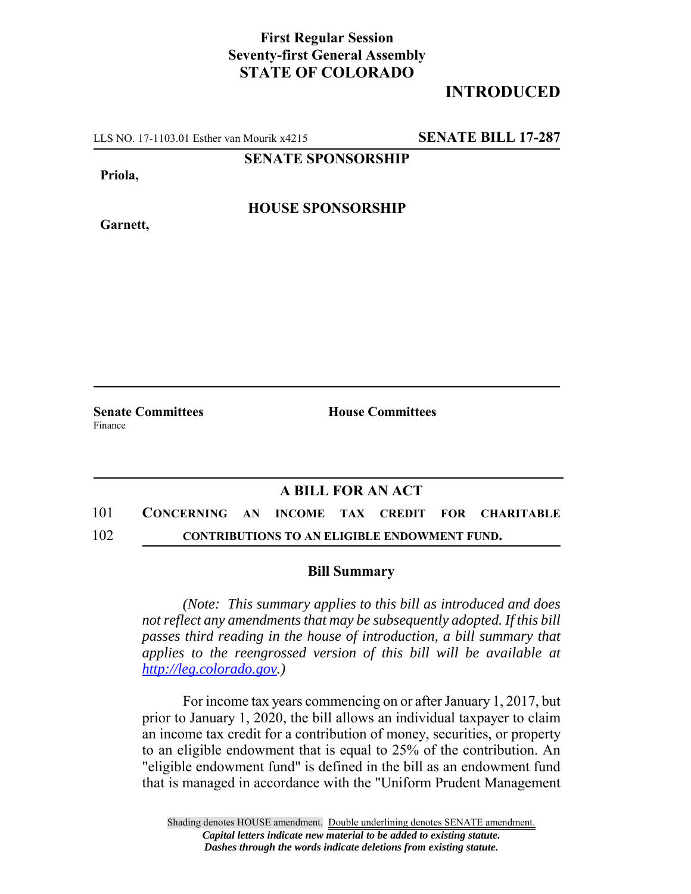**First Regular Session**
**Seventy-first General Assembly**
**STATE OF COLORADO**

# INTRODUCED

LLS NO. 17-1103.01 Esther van Mourik x4215 **SENATE BILL 17-287**

**SENATE SPONSORSHIP**

**Priola,**

**HOUSE SPONSORSHIP**

**Garnett,**

**Senate Committees**
Finance

**House Committees**

## A BILL FOR AN ACT

101 **CONCERNING AN INCOME TAX CREDIT FOR CHARITABLE**
102 **CONTRIBUTIONS TO AN ELIGIBLE ENDOWMENT FUND.**

### Bill Summary

*(Note: This summary applies to this bill as introduced and does not reflect any amendments that may be subsequently adopted. If this bill passes third reading in the house of introduction, a bill summary that applies to the reengrossed version of this bill will be available at http://leg.colorado.gov.)*

For income tax years commencing on or after January 1, 2017, but prior to January 1, 2020, the bill allows an individual taxpayer to claim an income tax credit for a contribution of money, securities, or property to an eligible endowment that is equal to 25% of the contribution. An "eligible endowment fund" is defined in the bill as an endowment fund that is managed in accordance with the "Uniform Prudent Management

Shading denotes HOUSE amendment. Double underlining denotes SENATE amendment.
*Capital letters indicate new material to be added to existing statute.*
*Dashes through the words indicate deletions from existing statute.*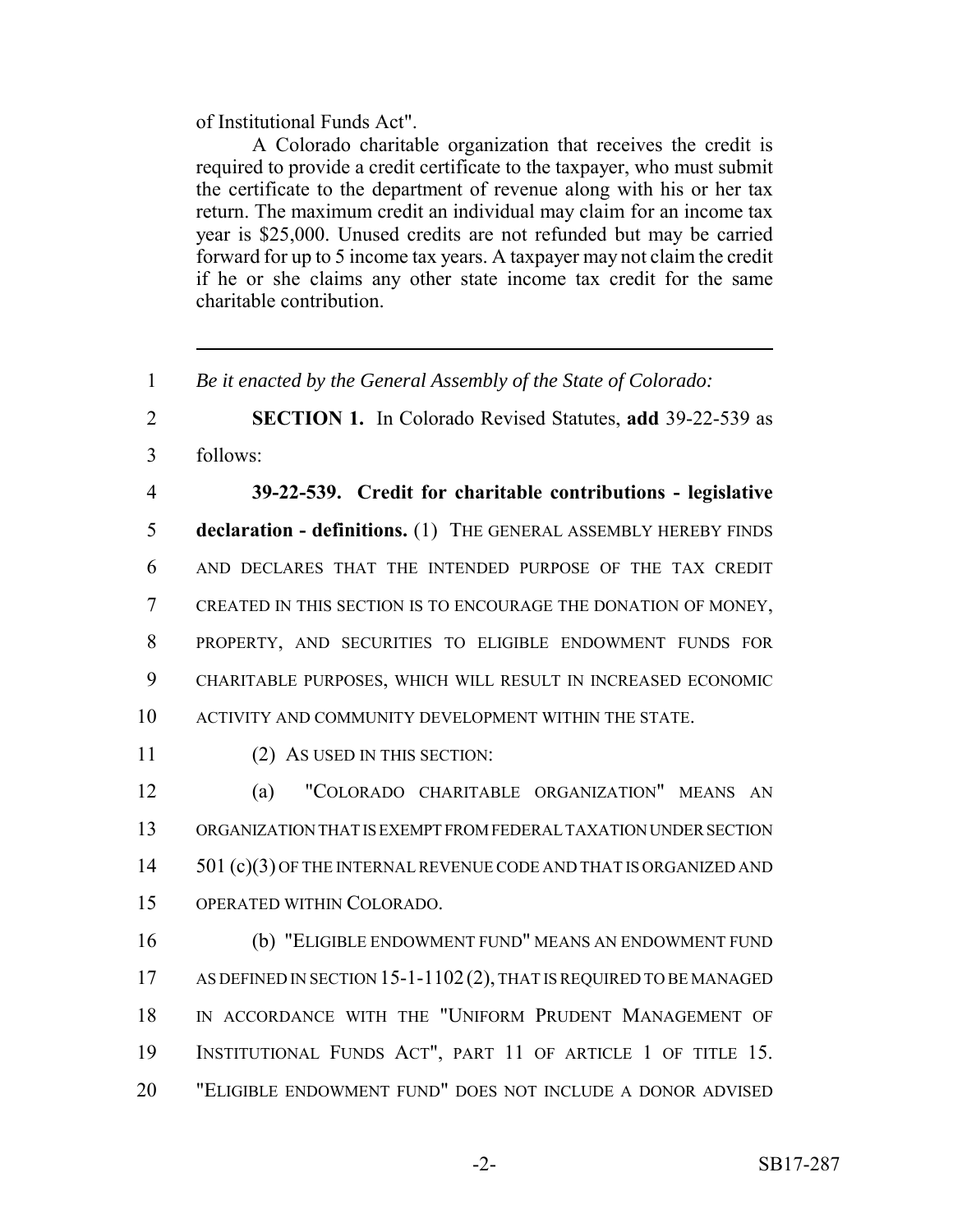of Institutional Funds Act".

A Colorado charitable organization that receives the credit is required to provide a credit certificate to the taxpayer, who must submit the certificate to the department of revenue along with his or her tax return. The maximum credit an individual may claim for an income tax year is $25,000. Unused credits are not refunded but may be carried forward for up to 5 income tax years. A taxpayer may not claim the credit if he or she claims any other state income tax credit for the same charitable contribution.

---

*Be it enacted by the General Assembly of the State of Colorado:*

**SECTION 1.** In Colorado Revised Statutes, **add** 39-22-539 as follows:

**39-22-539. Credit for charitable contributions - legislative declaration - definitions.** (1) THE GENERAL ASSEMBLY HEREBY FINDS AND DECLARES THAT THE INTENDED PURPOSE OF THE TAX CREDIT CREATED IN THIS SECTION IS TO ENCOURAGE THE DONATION OF MONEY, PROPERTY, AND SECURITIES TO ELIGIBLE ENDOWMENT FUNDS FOR CHARITABLE PURPOSES, WHICH WILL RESULT IN INCREASED ECONOMIC ACTIVITY AND COMMUNITY DEVELOPMENT WITHIN THE STATE.

(2) AS USED IN THIS SECTION:

(a) "COLORADO CHARITABLE ORGANIZATION" MEANS AN ORGANIZATION THAT IS EXEMPT FROM FEDERAL TAXATION UNDER SECTION 501 (c)(3) OF THE INTERNAL REVENUE CODE AND THAT IS ORGANIZED AND OPERATED WITHIN COLORADO.

(b) "ELIGIBLE ENDOWMENT FUND" MEANS AN ENDOWMENT FUND AS DEFINED IN SECTION 15-1-1102 (2), THAT IS REQUIRED TO BE MANAGED IN ACCORDANCE WITH THE "UNIFORM PRUDENT MANAGEMENT OF INSTITUTIONAL FUNDS ACT", PART 11 OF ARTICLE 1 OF TITLE 15. "ELIGIBLE ENDOWMENT FUND" DOES NOT INCLUDE A DONOR ADVISED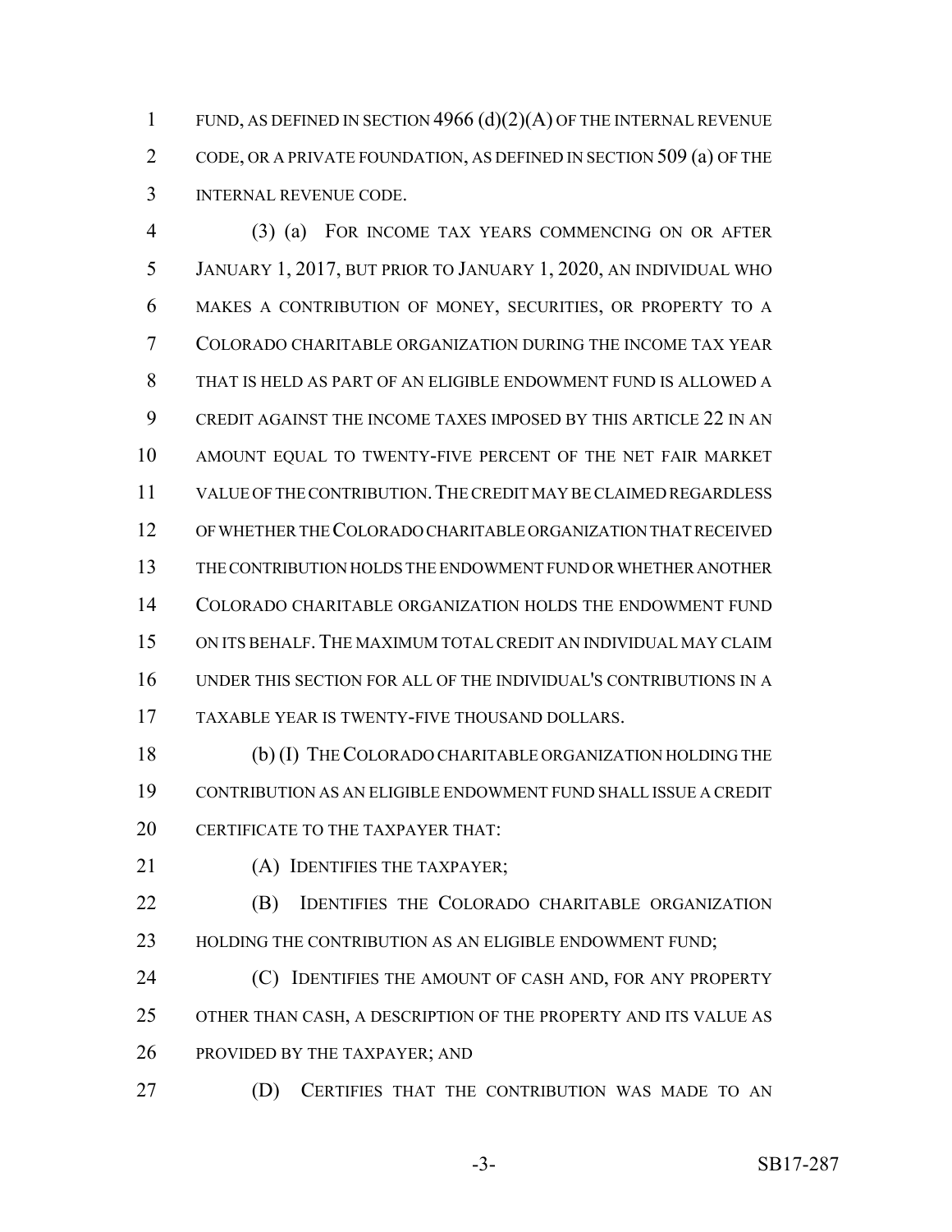FUND, AS DEFINED IN SECTION 4966 (d)(2)(A) OF THE INTERNAL REVENUE CODE, OR A PRIVATE FOUNDATION, AS DEFINED IN SECTION 509 (a) OF THE INTERNAL REVENUE CODE.

(3) (a) FOR INCOME TAX YEARS COMMENCING ON OR AFTER JANUARY 1, 2017, BUT PRIOR TO JANUARY 1, 2020, AN INDIVIDUAL WHO MAKES A CONTRIBUTION OF MONEY, SECURITIES, OR PROPERTY TO A COLORADO CHARITABLE ORGANIZATION DURING THE INCOME TAX YEAR THAT IS HELD AS PART OF AN ELIGIBLE ENDOWMENT FUND IS ALLOWED A CREDIT AGAINST THE INCOME TAXES IMPOSED BY THIS ARTICLE 22 IN AN AMOUNT EQUAL TO TWENTY-FIVE PERCENT OF THE NET FAIR MARKET VALUE OF THE CONTRIBUTION. THE CREDIT MAY BE CLAIMED REGARDLESS OF WHETHER THE COLORADO CHARITABLE ORGANIZATION THAT RECEIVED THE CONTRIBUTION HOLDS THE ENDOWMENT FUND OR WHETHER ANOTHER COLORADO CHARITABLE ORGANIZATION HOLDS THE ENDOWMENT FUND ON ITS BEHALF. THE MAXIMUM TOTAL CREDIT AN INDIVIDUAL MAY CLAIM UNDER THIS SECTION FOR ALL OF THE INDIVIDUAL'S CONTRIBUTIONS IN A TAXABLE YEAR IS TWENTY-FIVE THOUSAND DOLLARS.

(b) (I) THE COLORADO CHARITABLE ORGANIZATION HOLDING THE CONTRIBUTION AS AN ELIGIBLE ENDOWMENT FUND SHALL ISSUE A CREDIT CERTIFICATE TO THE TAXPAYER THAT:

(A) IDENTIFIES THE TAXPAYER;

(B) IDENTIFIES THE COLORADO CHARITABLE ORGANIZATION HOLDING THE CONTRIBUTION AS AN ELIGIBLE ENDOWMENT FUND;

(C) IDENTIFIES THE AMOUNT OF CASH AND, FOR ANY PROPERTY OTHER THAN CASH, A DESCRIPTION OF THE PROPERTY AND ITS VALUE AS PROVIDED BY THE TAXPAYER; AND

(D) CERTIFIES THAT THE CONTRIBUTION WAS MADE TO AN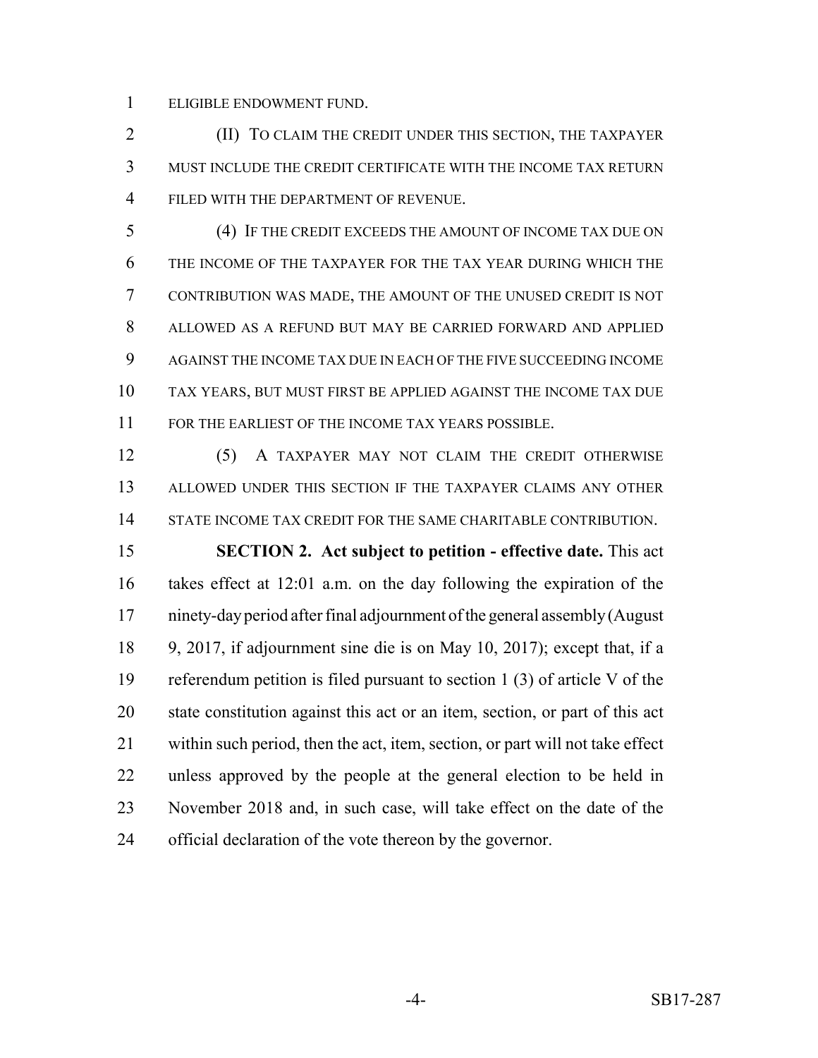ELIGIBLE ENDOWMENT FUND.

(II) TO CLAIM THE CREDIT UNDER THIS SECTION, THE TAXPAYER MUST INCLUDE THE CREDIT CERTIFICATE WITH THE INCOME TAX RETURN FILED WITH THE DEPARTMENT OF REVENUE.

(4) IF THE CREDIT EXCEEDS THE AMOUNT OF INCOME TAX DUE ON THE INCOME OF THE TAXPAYER FOR THE TAX YEAR DURING WHICH THE CONTRIBUTION WAS MADE, THE AMOUNT OF THE UNUSED CREDIT IS NOT ALLOWED AS A REFUND BUT MAY BE CARRIED FORWARD AND APPLIED AGAINST THE INCOME TAX DUE IN EACH OF THE FIVE SUCCEEDING INCOME TAX YEARS, BUT MUST FIRST BE APPLIED AGAINST THE INCOME TAX DUE FOR THE EARLIEST OF THE INCOME TAX YEARS POSSIBLE.

(5) A TAXPAYER MAY NOT CLAIM THE CREDIT OTHERWISE ALLOWED UNDER THIS SECTION IF THE TAXPAYER CLAIMS ANY OTHER STATE INCOME TAX CREDIT FOR THE SAME CHARITABLE CONTRIBUTION.

**SECTION 2. Act subject to petition - effective date.** This act takes effect at 12:01 a.m. on the day following the expiration of the ninety-day period after final adjournment of the general assembly (August 9, 2017, if adjournment sine die is on May 10, 2017); except that, if a referendum petition is filed pursuant to section 1 (3) of article V of the state constitution against this act or an item, section, or part of this act within such period, then the act, item, section, or part will not take effect unless approved by the people at the general election to be held in November 2018 and, in such case, will take effect on the date of the official declaration of the vote thereon by the governor.